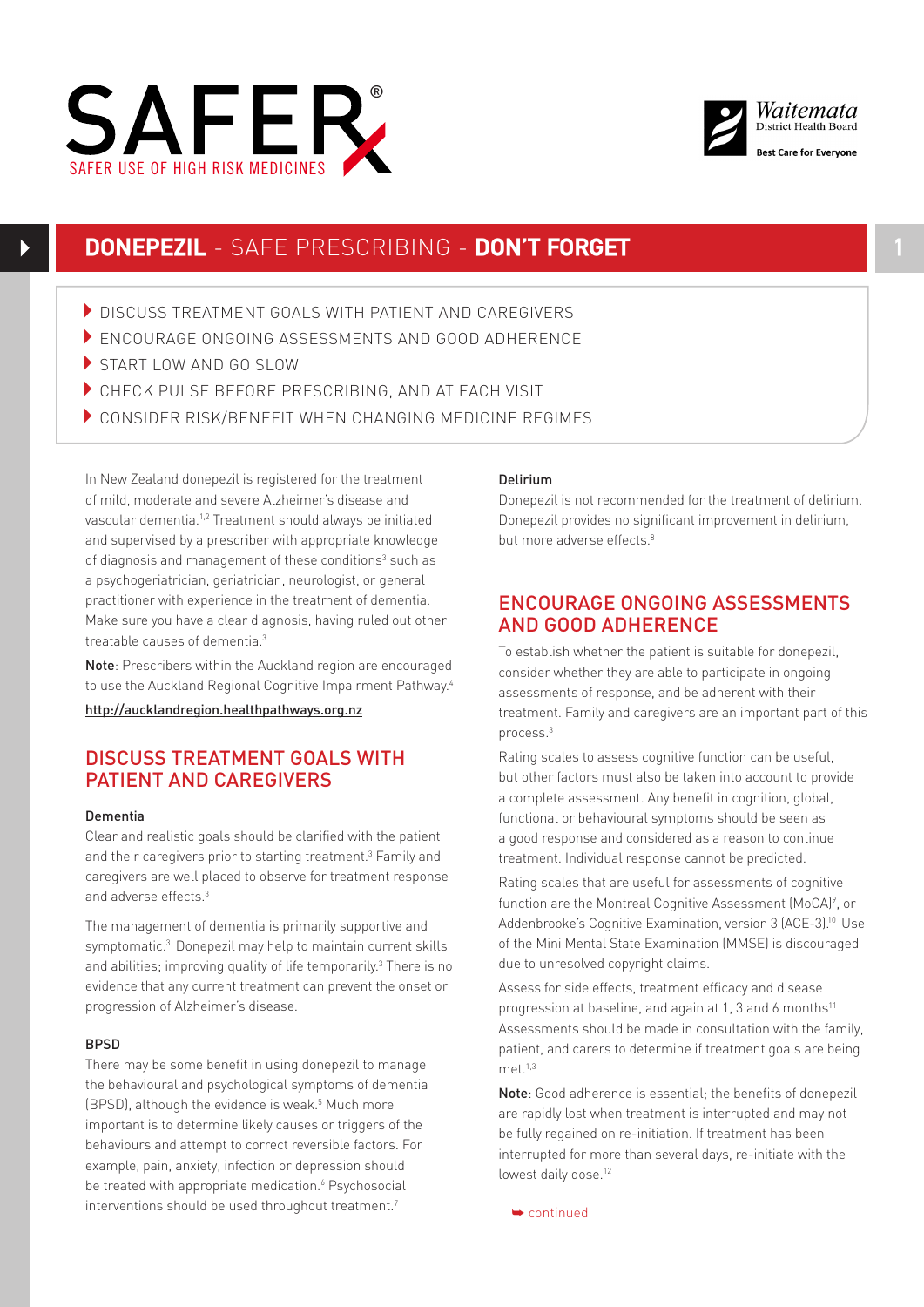SAFER

SAFER USE OF HIGH RISK MEDICINES

Waitemata District Health Board

Best Care for Everyone

# DONEPEZIL - SAFE PRESCRIBING - DON'T FORGET

- DISCUSS TREATMENT GOALS WITH PATIENT AND CAREGIVERS
- ENCOURAGE ONGOING ASSESSMENTS AND GOOD ADHERENCE
- START LOW AND GO SLOW
- CHECK PULSE BEFORE PRESCRIBING, AND AT EACH VISIT
- CONSIDER RISK/BENEFIT WHEN CHANGING MEDICINE REGIMES

In New Zealand donepezil is registered for the treatment of mild, moderate and severe Alzheimer's disease and vascular dementia.[1,2] Treatment should always be initiated and supervised by a prescriber with appropriate knowledge of diagnosis and management of these conditions[3] such as a psychogeriatrician, geriatrician, neurologist, or general practitioner with experience in the treatment of dementia. Make sure you have a clear diagnosis, having ruled out other treatable causes of dementia.[3]

**Note**: Prescribers within the Auckland region are encouraged to use the Auckland Regional Cognitive Impairment Pathway.[4]

http://aucklandregion.healthpathways.org.nz

## DISCUSS TREATMENT GOALS WITH PATIENT AND CAREGIVERS

### Dementia

Clear and realistic goals should be clarified with the patient and their caregivers prior to starting treatment.[3] Family and caregivers are well placed to observe for treatment response and adverse effects.[3]

The management of dementia is primarily supportive and symptomatic.[3] Donepezil may help to maintain current skills and abilities; improving quality of life temporarily.[3] There is no evidence that any current treatment can prevent the onset or progression of Alzheimer's disease.

### BPSD

There may be some benefit in using donepezil to manage the behavioural and psychological symptoms of dementia (BPSD), although the evidence is weak.[5] Much more important is to determine likely causes or triggers of the behaviours and attempt to correct reversible factors. For example, pain, anxiety, infection or depression should be treated with appropriate medication.[6] Psychosocial interventions should be used throughout treatment.[7]

### Delirium

Donepezil is not recommended for the treatment of delirium. Donepezil provides no significant improvement in delirium, but more adverse effects.[8]

## ENCOURAGE ONGOING ASSESSMENTS AND GOOD ADHERENCE

To establish whether the patient is suitable for donepezil, consider whether they are able to participate in ongoing assessments of response, and be adherent with their treatment. Family and caregivers are an important part of this process.[3]

Rating scales to assess cognitive function can be useful, but other factors must also be taken into account to provide a complete assessment. Any benefit in cognition, global, functional or behavioural symptoms should be seen as a good response and considered as a reason to continue treatment. Individual response cannot be predicted.

Rating scales that are useful for assessments of cognitive function are the Montreal Cognitive Assessment (MoCA)[9], or Addenbrooke's Cognitive Examination, version 3 (ACE-3).[10] Use of the Mini Mental State Examination (MMSE) is discouraged due to unresolved copyright claims.

Assess for side effects, treatment efficacy and disease progression at baseline, and again at 1, 3 and 6 months[11] Assessments should be made in consultation with the family, patient, and carers to determine if treatment goals are being met.[1,3]

**Note**: Good adherence is essential; the benefits of donepezil are rapidly lost when treatment is interrupted and may not be fully regained on re-initiation. If treatment has been interrupted for more than several days, re-initiate with the lowest daily dose.[12]

continued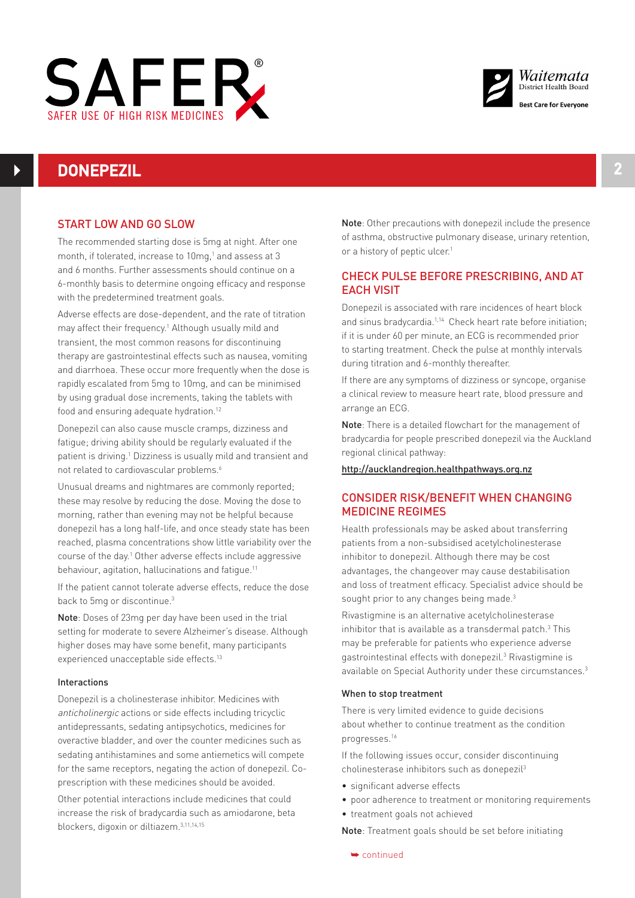# DONEPEZIL

## START LOW AND GO SLOW

The recommended starting dose is 5mg at night. After one month, if tolerated, increase to 10mg,[1] and assess at 3 and 6 months. Further assessments should continue on a 6-monthly basis to determine ongoing efficacy and response with the predetermined treatment goals.

Adverse effects are dose-dependent, and the rate of titration may affect their frequency.[1] Although usually mild and transient, the most common reasons for discontinuing therapy are gastrointestinal effects such as nausea, vomiting and diarrhoea. These occur more frequently when the dose is rapidly escalated from 5mg to 10mg, and can be minimised by using gradual dose increments, taking the tablets with food and ensuring adequate hydration.[12]

Donepezil can also cause muscle cramps, dizziness and fatigue; driving ability should be regularly evaluated if the patient is driving.[1] Dizziness is usually mild and transient and not related to cardiovascular problems.[6]

Unusual dreams and nightmares are commonly reported; these may resolve by reducing the dose. Moving the dose to morning, rather than evening may not be helpful because donepezil has a long half-life, and once steady state has been reached, plasma concentrations show little variability over the course of the day.[1] Other adverse effects include aggressive behaviour, agitation, hallucinations and fatigue.[11]

If the patient cannot tolerate adverse effects, reduce the dose back to 5mg or discontinue.[3]

**Note**: Doses of 23mg per day have been used in the trial setting for moderate to severe Alzheimer's disease. Although higher doses may have some benefit, many participants experienced unacceptable side effects.[13]

### Interactions

Donepezil is a cholinesterase inhibitor. Medicines with *anticholinergic* actions or side effects including tricyclic antidepressants, sedating antipsychotics, medicines for overactive bladder, and over the counter medicines such as sedating antihistamines and some antiemetics will compete for the same receptors, negating the action of donepezil. Co-prescription with these medicines should be avoided.

Other potential interactions include medicines that could increase the risk of bradycardia such as amiodarone, beta blockers, digoxin or diltiazem.[3,11,14,15]

**Note**: Other precautions with donepezil include the presence of asthma, obstructive pulmonary disease, urinary retention, or a history of peptic ulcer.[1]

## CHECK PULSE BEFORE PRESCRIBING, AND AT EACH VISIT

Donepezil is associated with rare incidences of heart block and sinus bradycardia.[1,14] Check heart rate before initiation; if it is under 60 per minute, an ECG is recommended prior to starting treatment. Check the pulse at monthly intervals during titration and 6-monthly thereafter.

If there are any symptoms of dizziness or syncope, organise a clinical review to measure heart rate, blood pressure and arrange an ECG.

**Note**: There is a detailed flowchart for the management of bradycardia for people prescribed donepezil via the Auckland regional clinical pathway:

http://aucklandregion.healthpathways.org.nz

## CONSIDER RISK/BENEFIT WHEN CHANGING MEDICINE REGIMES

Health professionals may be asked about transferring patients from a non-subsidised acetylcholinesterase inhibitor to donepezil. Although there may be cost advantages, the changeover may cause destabilisation and loss of treatment efficacy. Specialist advice should be sought prior to any changes being made.[3]

Rivastigmine is an alternative acetylcholinesterase inhibitor that is available as a transdermal patch.[3] This may be preferable for patients who experience adverse gastrointestinal effects with donepezil.[3] Rivastigmine is available on Special Authority under these circumstances.[3]

### When to stop treatment

There is very limited evidence to guide decisions about whether to continue treatment as the condition progresses.[16]

If the following issues occur, consider discontinuing cholinesterase inhibitors such as donepezil[3]

- significant adverse effects
- poor adherence to treatment or monitoring requirements
- treatment goals not achieved

**Note**: Treatment goals should be set before initiating

continued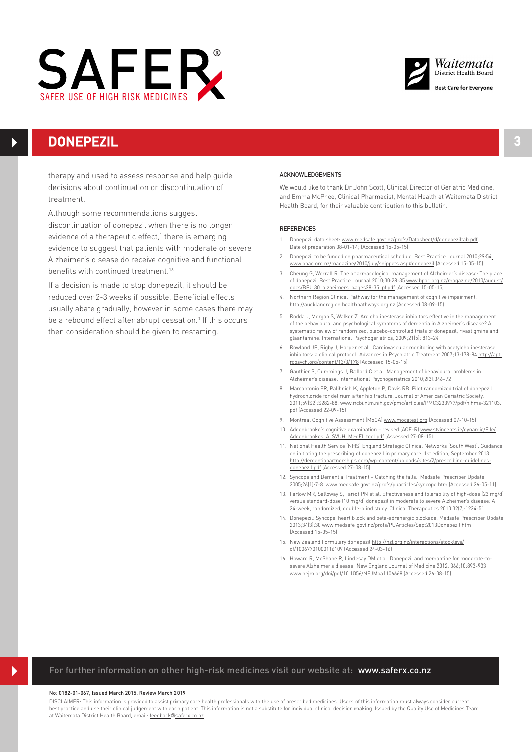# DONEPEZIL

therapy and used to assess response and help guide decisions about continuation or discontinuation of treatment.

Although some recommendations suggest discontinuation of donepezil when there is no longer evidence of a therapeutic effect,[1] there is emerging evidence to suggest that patients with moderate or severe Alzheimer's disease do receive cognitive and functional benefits with continued treatment.[16]

If a decision is made to stop donepezil, it should be reduced over 2-3 weeks if possible. Beneficial effects usually abate gradually, however in some cases there may be a rebound effect after abrupt cessation.[3] If this occurs then consideration should be given to restarting.

## ACKNOWLEDGEMENTS

We would like to thank Dr John Scott, Clinical Director of Geriatric Medicine, and Emma McPhee, Clinical Pharmacist, Mental Health at Waitemata District Health Board, for their valuable contribution to this bulletin.

## REFERENCES

1. Donepezil data sheet: www.medsafe.govt.nz/profs/Datasheet/d/donepeziltab.pdf Date of preparation 08-01-14; (Accessed 15-05-15)
2. Donepezil to be funded on pharmaceutical schedule. Best Practice Journal 2010;29:54 www.bpac.org.nz/magazine/2010/july/snippets.asp#donepezil (Accessed 15-05-15)
3. Cheung G, Worrall R. The pharmacological management of Alzheimer's disease: The place of donepezil.Best Practice Journal 2010;30:28-35 www.bpac.org.nz/magazine/2010/august/docs/BPJ_30_alzheimers_pages28-35_pf.pdf (Accessed 15-05-15)
4. Northern Region Clinical Pathway for the management of cognitive impairment. http://aucklandregion.healthpathways.org.nz (Accessed 08-09-15)
5. Rodda J, Morgan S, Walker Z. Are cholinesterase inhibitors effective in the management of the behavioural and psychological symptoms of dementia in Alzheimer's disease? A systematic review of randomized, placebo-controlled trials of donepezil, rivastigmine and glaantamine. International Psychogeriatrics, 2009;21(5): 813-24
6. Rowland JP, Rigby J, Harper et al. Cardiovascular monitoring with acetylcholinesterase inhibitors: a clinical protocol. Advances in Psychiatric Treatment 2007;13:178-84 http://apt.rcpsych.org/content/13/3/178 (Accessed 15-05-15)
7. Gauthier S, Cummings J, Ballard C et al. Management of behavioural problems in Alzheimer's disease. International Psychogeriatrics 2010;2(3):346–72
8. Marcantonio ER, Palihnich K, Appleton P, Davis RB. Pilot randomized trial of donepezil hydrochloride for delirium after hip fracture. Journal of American Geriatric Society. 2011;59(S2):S282-88. www.ncbi.nlm.nih.gov/pmc/articles/PMC3233977/pdf/nihms-321103.pdf (Accessed 22-09-15)
9. Montreal Cognitive Assessment (MoCA) www.mocatest.org (Accessed 07-10-15)
10. Addenbrooke's cognitive examination – revised (ACE-R) www.stvincents.ie/dynamic/File/Addenbrookes_A_SVUH_MedEl_tool.pdf (Assessed 27-08-15)
11. National Health Service (NHS) England Strategic Clinical Networks (South West). Guidance on initiating the prescribing of donepezil in primary care. 1st edition, September 2013. http://dementiapartnerships.com/wp-content/uploads/sites/2/prescribing-guidelines-donepezil.pdf (Accessed 27-08-15)
12. Syncope and Dementia Treatment – Catching the falls. Medsafe Prescriber Update 2005;26(1):7-8. www.medsafe.govt.nz/profs/puarticles/syncope.htm (Accessed 26-05-11)
13. Farlow MR, Salloway S, Tariot PN et al. Effectiveness and tolerability of high-dose (23 mg/d) versus standard-dose (10 mg/d) donepezil in moderate to severe Alzheimer's disease: A 24-week, randomized, double-blind study. Clinical Therapeutics 2010 32(7):1234-51
14. Donepezil: Syncope, heart block and beta-adrenergic blockade. Medsafe Prescriber Update 2013;34(3):30 www.medsafe.govt.nz/profs/PUArticles/Sept2013Donepezil.htm (Accessed 15-05-15)
15. New Zealand Formulary donepezil http://nzf.org.nz/interactions/stockleys/of/10067701000116109 (Accessed 24-03-16)
16. Howard R, McShane R, Lindesay DM et al. Donepezil and memantine for moderate-to-severe Alzheimer's disease. New England Journal of Medicine 2012. 366;10:893-903 www.nejm.org/doi/pdf/10.1056/NEJMoa1106668 (Accessed 26-08-15)

For further information on other high-risk medicines visit our website at: www.saferx.co.nz

No: 0182-01-067, Issued March 2015, Review March 2019

DISCLAIMER: This information is provided to assist primary care health professionals with the use of prescribed medicines. Users of this information must always consider current best practice and use their clinical judgement with each patient. This information is not a substitute for individual clinical decision making. Issued by the Quality Use of Medicines Team at Waitemata District Health Board, email: feedback@saferx.co.nz